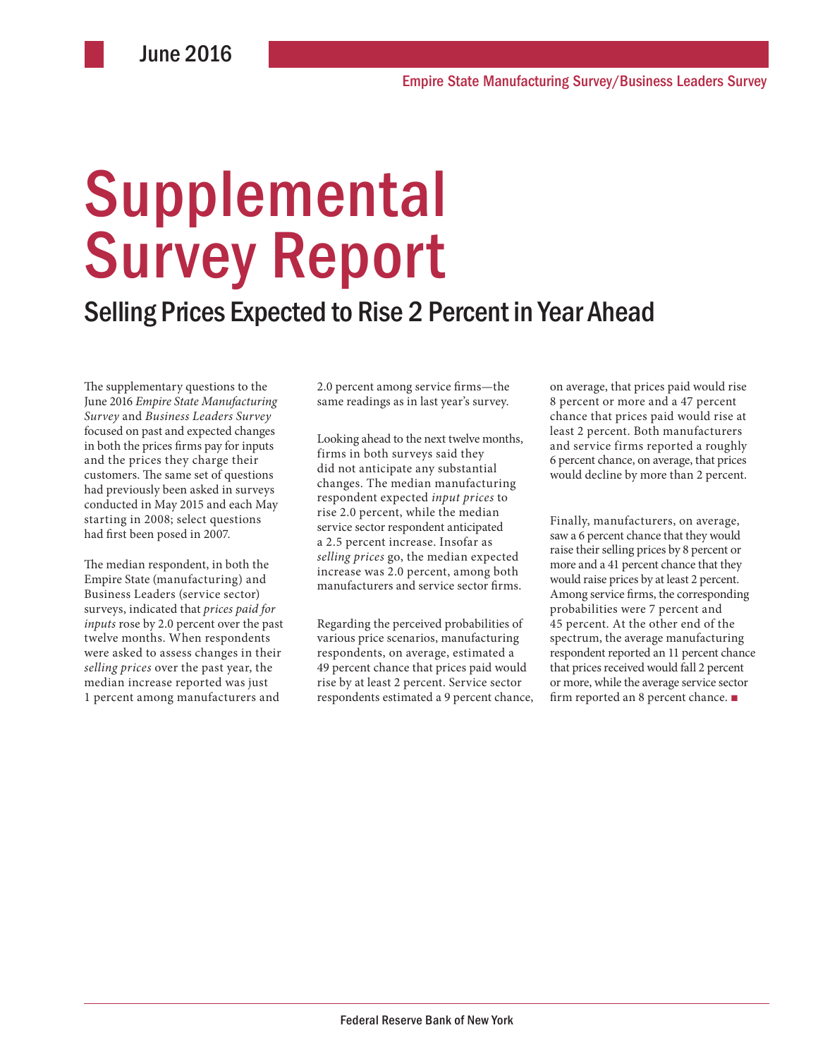June 2016

Empire State Manufacturing Survey/Business Leaders Survey

# Supplemental Survey Report

## Selling Prices Expected to Rise 2 Percent in Year Ahead

The supplementary questions to the June 2016 *Empire State Manufacturing Survey* and *Business Leaders Survey* focused on past and expected changes in both the prices firms pay for inputs and the prices they charge their customers. The same set of questions had previously been asked in surveys conducted in May 2015 and each May starting in 2008; select questions had first been posed in 2007.

The median respondent, in both the Empire State (manufacturing) and Business Leaders (service sector) surveys, indicated that *prices paid for inputs* rose by 2.0 percent over the past twelve months. When respondents were asked to assess changes in their *selling prices* over the past year, the median increase reported was just 1 percent among manufacturers and 2.0 percent among service firms—the same readings as in last year's survey.

Looking ahead to the next twelve months, firms in both surveys said they did not anticipate any substantial changes. The median manufacturing respondent expected *input prices* to rise 2.0 percent, while the median service sector respondent anticipated a 2.5 percent increase. Insofar as *selling prices* go, the median expected increase was 2.0 percent, among both manufacturers and service sector firms.

Regarding the perceived probabilities of various price scenarios, manufacturing respondents, on average, estimated a 49 percent chance that prices paid would rise by at least 2 percent. Service sector respondents estimated a 9 percent chance, on average, that prices paid would rise 8 percent or more and a 47 percent chance that prices paid would rise at least 2 percent. Both manufacturers and service firms reported a roughly 6 percent chance, on average, that prices would decline by more than 2 percent.

Finally, manufacturers, on average, saw a 6 percent chance that they would raise their selling prices by 8 percent or more and a 41 percent chance that they would raise prices by at least 2 percent. Among service firms, the corresponding probabilities were 7 percent and 45 percent. At the other end of the spectrum, the average manufacturing respondent reported an 11 percent chance that prices received would fall 2 percent or more, while the average service sector firm reported an 8 percent chance. ■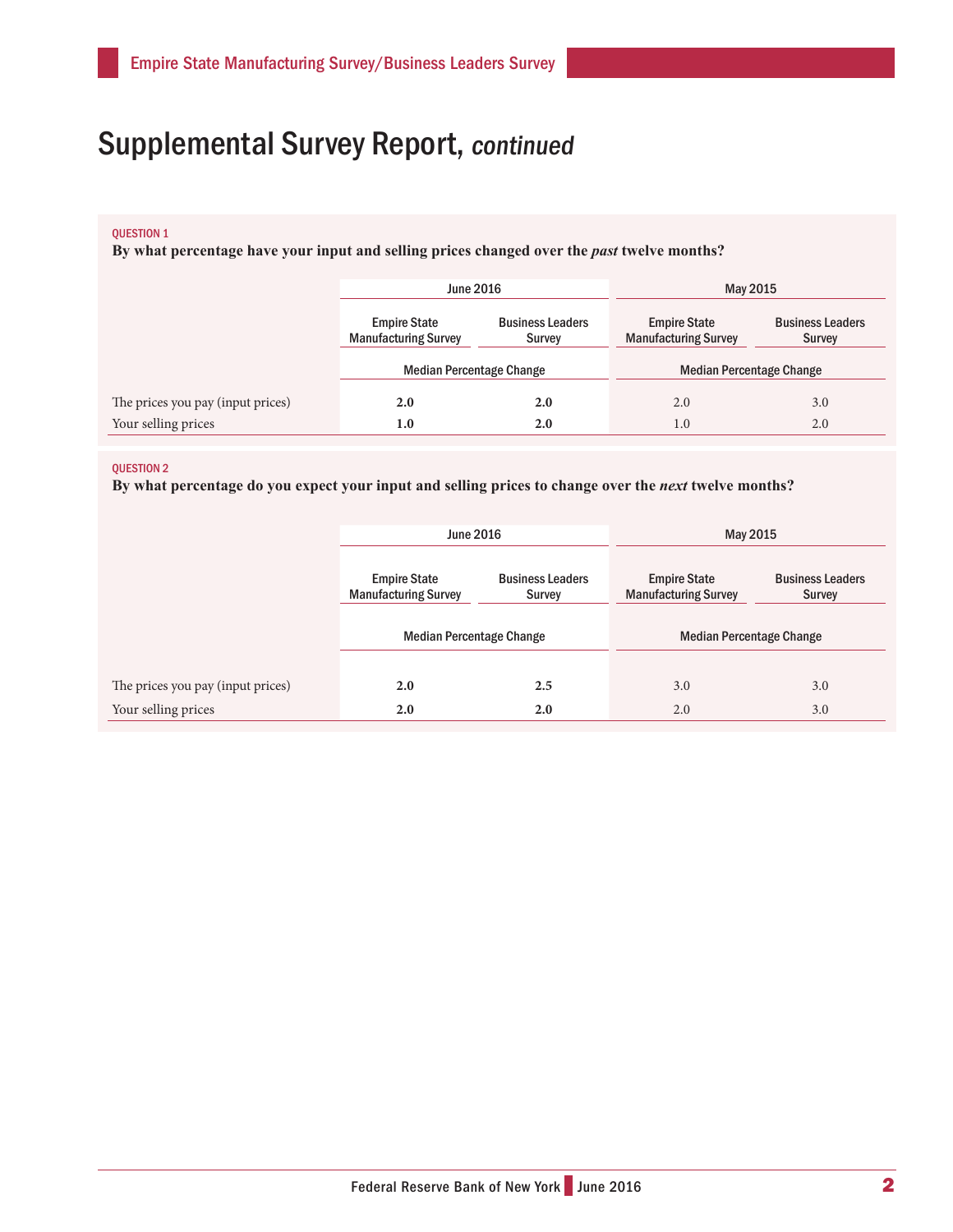# Supplemental Survey Report, *continued*

QUESTION 1

**By what percentage have your input and selling prices changed over the *past* twelve months?**

| | June 2016 | | May 2015 | |
|---|---|---|---|---|
| | Empire State Manufacturing Survey | Business Leaders Survey | Empire State Manufacturing Survey | Business Leaders Survey |
| | Median Percentage Change | | Median Percentage Change | |
| The prices you pay (input prices) | **2.0** | **2.0** | 2.0 | 3.0 |
| Your selling prices | **1.0** | **2.0** | 1.0 | 2.0 |

QUESTION 2

**By what percentage do you expect your input and selling prices to change over the *next* twelve months?**

| | June 2016 | | May 2015 | |
|---|---|---|---|---|
| | Empire State Manufacturing Survey | Business Leaders Survey | Empire State Manufacturing Survey | Business Leaders Survey |
| | Median Percentage Change | | Median Percentage Change | |
| The prices you pay (input prices) | **2.0** | **2.5** | 3.0 | 3.0 |
| Your selling prices | **2.0** | **2.0** | 2.0 | 3.0 |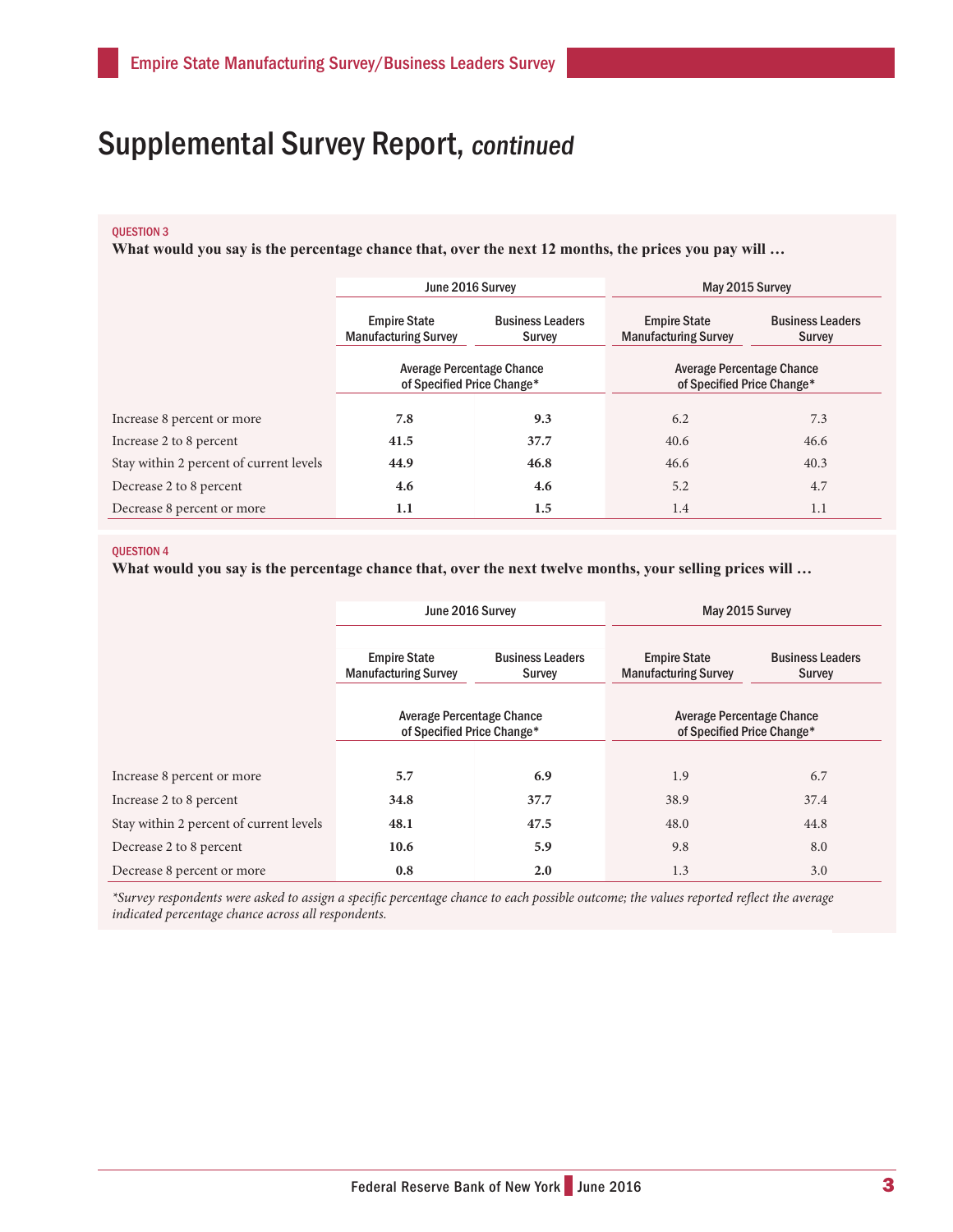# Supplemental Survey Report, *continued*

QUESTION 3

**What would you say is the percentage chance that, over the next 12 months, the prices you pay will …**

| | June 2016 Survey | | May 2015 Survey | |
|---|---|---|---|---|
| | Empire State Manufacturing Survey | Business Leaders Survey | Empire State Manufacturing Survey | Business Leaders Survey |
| | Average Percentage Chance of Specified Price Change* | | Average Percentage Chance of Specified Price Change* | |
| Increase 8 percent or more | **7.8** | **9.3** | 6.2 | 7.3 |
| Increase 2 to 8 percent | **41.5** | **37.7** | 40.6 | 46.6 |
| Stay within 2 percent of current levels | **44.9** | **46.8** | 46.6 | 40.3 |
| Decrease 2 to 8 percent | **4.6** | **4.6** | 5.2 | 4.7 |
| Decrease 8 percent or more | **1.1** | **1.5** | 1.4 | 1.1 |

QUESTION 4

**What would you say is the percentage chance that, over the next twelve months, your selling prices will …**

| | June 2016 Survey | | May 2015 Survey | |
|---|---|---|---|---|
| | Empire State Manufacturing Survey | Business Leaders Survey | Empire State Manufacturing Survey | Business Leaders Survey |
| | Average Percentage Chance of Specified Price Change* | | Average Percentage Chance of Specified Price Change* | |
| Increase 8 percent or more | **5.7** | **6.9** | 1.9 | 6.7 |
| Increase 2 to 8 percent | **34.8** | **37.7** | 38.9 | 37.4 |
| Stay within 2 percent of current levels | **48.1** | **47.5** | 48.0 | 44.8 |
| Decrease 2 to 8 percent | **10.6** | **5.9** | 9.8 | 8.0 |
| Decrease 8 percent or more | **0.8** | **2.0** | 1.3 | 3.0 |

*\*Survey respondents were asked to assign a specific percentage chance to each possible outcome; the values reported reflect the average indicated percentage chance across all respondents.*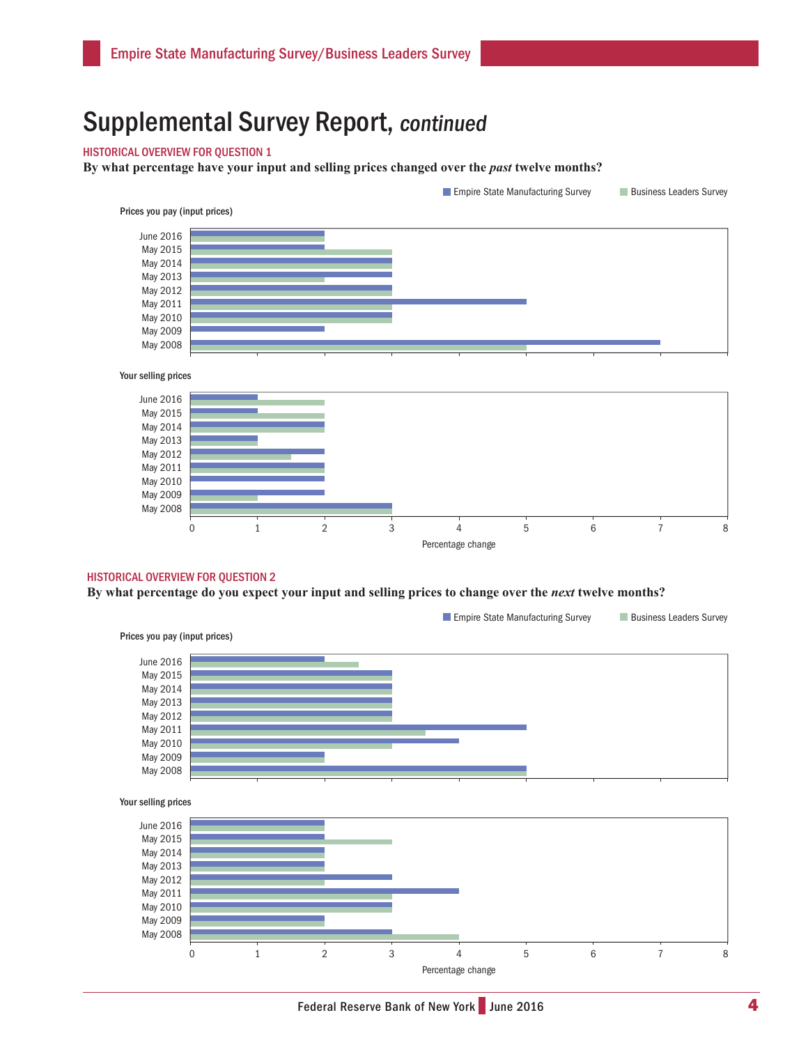# Supplemental Survey Report, *continued*

## HISTORICAL OVERVIEW FOR QUESTION 1

**By what percentage have your input and selling prices changed over the *past* twelve months?**

Empire State Manufacturing Survey
Business Leaders Survey

Prices you pay (input prices)

June 2016
May 2015
May 2014
May 2013
May 2012
May 2011
May 2010
May 2009
May 2008

Your selling prices

June 2016
May 2015
May 2014
May 2013
May 2012
May 2011
May 2010
May 2009
May 2008

0 1 2 3 4 5 6 7 8

Percentage change

## HISTORICAL OVERVIEW FOR QUESTION 2

**By what percentage do you expect your input and selling prices to change over the *next* twelve months?**

Empire State Manufacturing Survey
Business Leaders Survey

Prices you pay (input prices)

June 2016
May 2015
May 2014
May 2013
May 2012
May 2011
May 2010
May 2009
May 2008

Your selling prices

June 2016
May 2015
May 2014
May 2013
May 2012
May 2011
May 2010
May 2009
May 2008

0 1 2 3 4 5 6 7 8

Percentage change